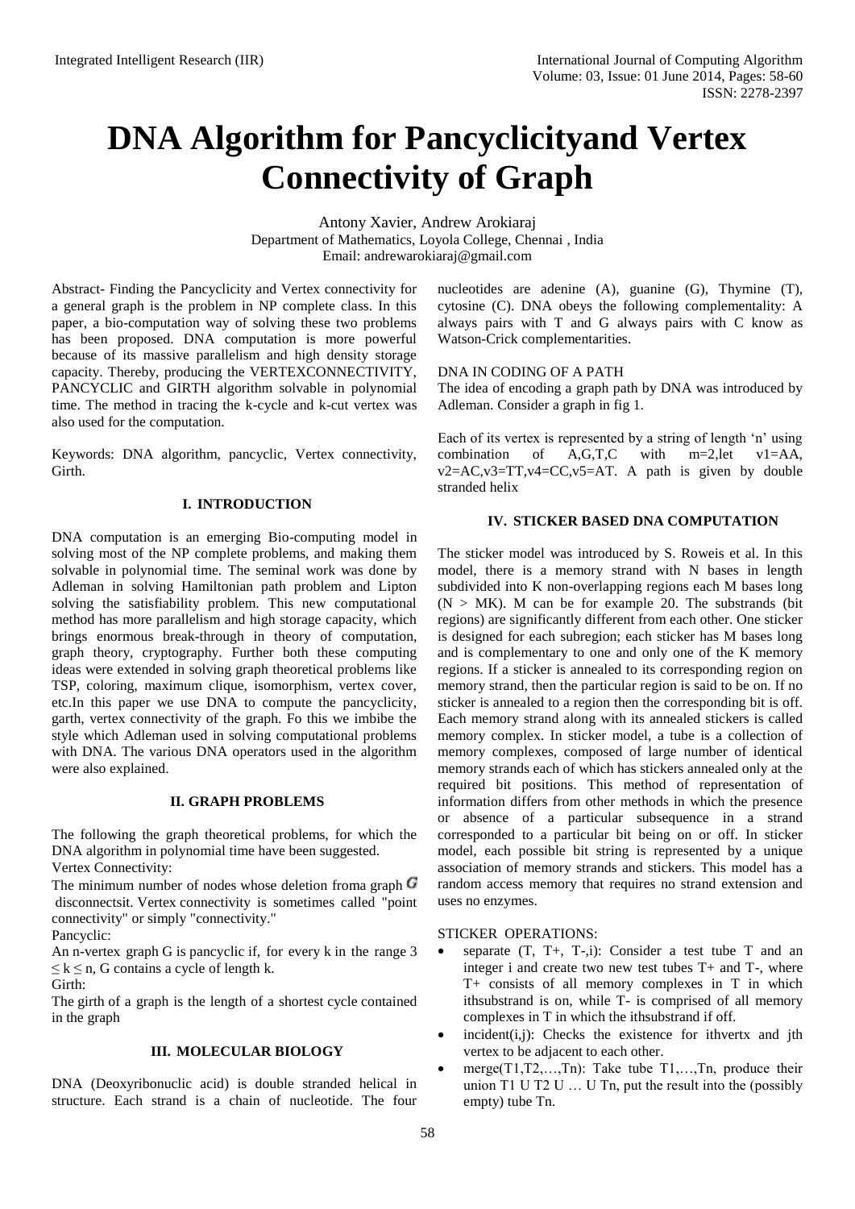# DNA Algorithm for Pancyclicityand Vertex Connectivity of Graph

Antony Xavier, Andrew Arokiaraj
Department of Mathematics, Loyola College, Chennai , India
Email: andrewarokiaraj@gmail.com

Abstract- Finding the Pancyclicity and Vertex connectivity for a general graph is the problem in NP complete class. In this paper, a bio-computation way of solving these two problems has been proposed. DNA computation is more powerful because of its massive parallelism and high density storage capacity. Thereby, producing the VERTEXCONNECTIVITY, PANCYCLIC and GIRTH algorithm solvable in polynomial time. The method in tracing the k-cycle and k-cut vertex was also used for the computation.

Keywords: DNA algorithm, pancyclic, Vertex connectivity, Girth.

## I. INTRODUCTION

DNA computation is an emerging Bio-computing model in solving most of the NP complete problems, and making them solvable in polynomial time. The seminal work was done by Adleman in solving Hamiltonian path problem and Lipton solving the satisfiability problem. This new computational method has more parallelism and high storage capacity, which brings enormous break-through in theory of computation, graph theory, cryptography. Further both these computing ideas were extended in solving graph theoretical problems like TSP, coloring, maximum clique, isomorphism, vertex cover, etc.In this paper we use DNA to compute the pancyclicity, garth, vertex connectivity of the graph. Fo this we imbibe the style which Adleman used in solving computational problems with DNA. The various DNA operators used in the algorithm were also explained.

## II. GRAPH PROBLEMS

The following the graph theoretical problems, for which the DNA algorithm in polynomial time have been suggested.

Vertex Connectivity:

The minimum number of nodes whose deletion froma graph $G$ disconnectsit. Vertex connectivity is sometimes called "point connectivity" or simply "connectivity."

Pancyclic:

An n-vertex graph G is pancyclic if, for every k in the range $3 \leq k \leq n$, G contains a cycle of length k.

Girth:

The girth of a graph is the length of a shortest cycle contained in the graph

## III. MOLECULAR BIOLOGY

DNA (Deoxyribonuclic acid) is double stranded helical in structure. Each strand is a chain of nucleotide. The four nucleotides are adenine (A), guanine (G), Thymine (T), cytosine (C). DNA obeys the following complementality: A always pairs with T and G always pairs with C know as Watson-Crick complementarities.

DNA IN CODING OF A PATH

The idea of encoding a graph path by DNA was introduced by Adleman. Consider a graph in fig 1.

Each of its vertex is represented by a string of length 'n' using combination of A,G,T,C with m=2,let $v_1$=AA, $v_2$=AC,$v_3$=TT,$v_4$=CC,$v_5$=AT. A path is given by double stranded helix

## IV. STICKER BASED DNA COMPUTATION

The sticker model was introduced by S. Roweis et al. In this model, there is a memory strand with N bases in length subdivided into K non-overlapping regions each M bases long ($N > MK$). M can be for example 20. The substrands (bit regions) are significantly different from each other. One sticker is designed for each subregion; each sticker has M bases long and is complementary to one and only one of the K memory regions. If a sticker is annealed to its corresponding region on memory strand, then the particular region is said to be on. If no sticker is annealed to a region then the corresponding bit is off. Each memory strand along with its annealed stickers is called memory complex. In sticker model, a tube is a collection of memory complexes, composed of large number of identical memory strands each of which has stickers annealed only at the required bit positions. This method of representation of information differs from other methods in which the presence or absence of a particular subsequence in a strand corresponded to a particular bit being on or off. In sticker model, each possible bit string is represented by a unique association of memory strands and stickers. This model has a random access memory that requires no strand extension and uses no enzymes.

STICKER OPERATIONS:

- separate (T, T+, T-,i): Consider a test tube T and an integer i and create two new test tubes T+ and T-, where T+ consists of all memory complexes in T in which ithsubstrand is on, while T- is comprised of all memory complexes in T in which the ithsubstrand if off.
- incident(i,j): Checks the existence for ithvertx and jth vertex to be adjacent to each other.
- merge($T_1$,$T_2$,…,$T_n$): Take tube $T_1$,…,$T_n$, produce their union $T_1 \cup T_2 \cup \ldots \cup T_n$, put the result into the (possibly empty) tube $T_n$.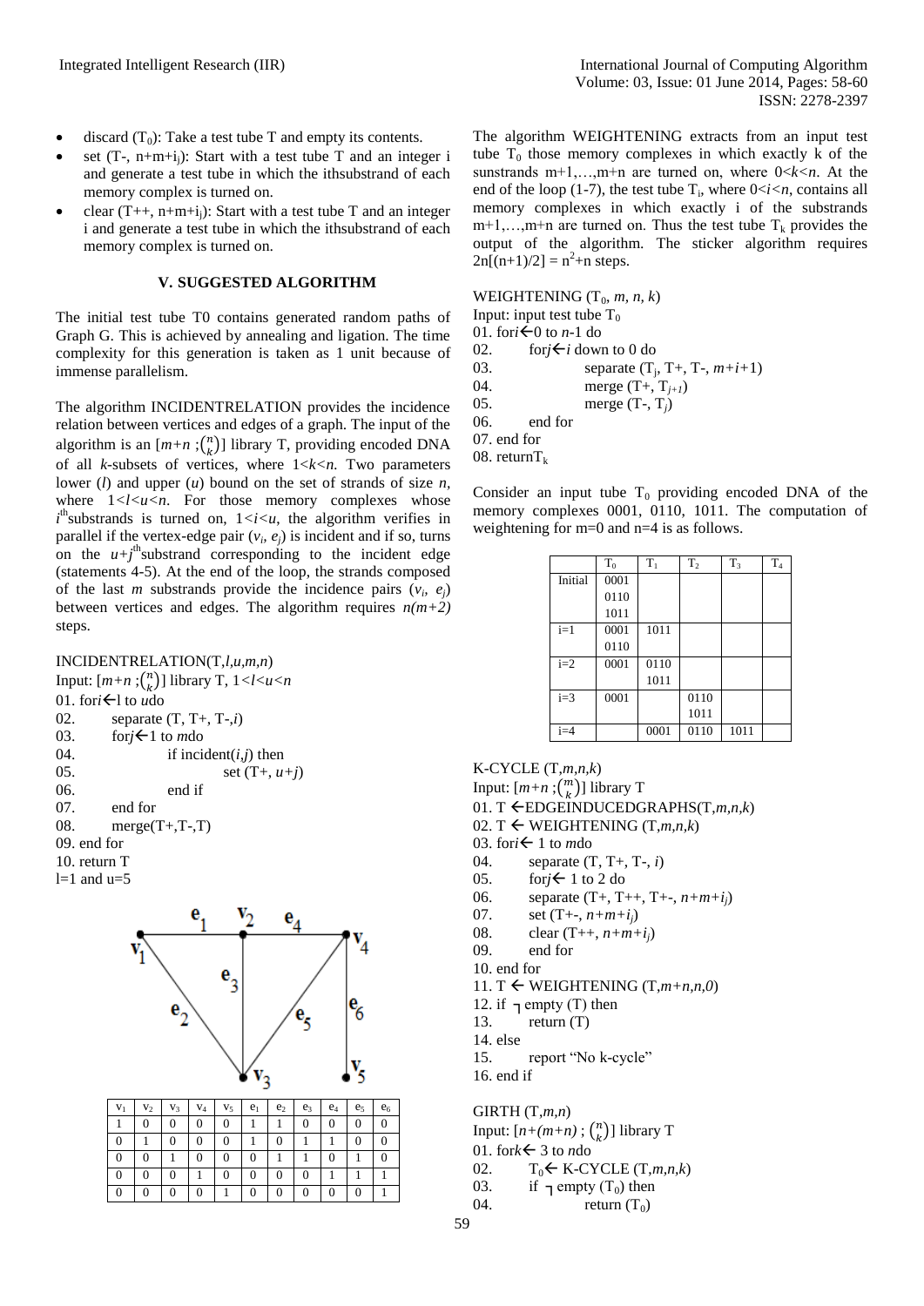- discard ($T_0$): Take a test tube T and empty its contents.
- set (T-, n+m+$i_j$): Start with a test tube T and an integer i and generate a test tube in which the ithsubstrand of each memory complex is turned on.
- clear (T++, n+m+$i_j$): Start with a test tube T and an integer i and generate a test tube in which the ithsubstrand of each memory complex is turned on.

## V. SUGGESTED ALGORITHM

The initial test tube T0 contains generated random paths of Graph G. This is achieved by annealing and ligation. The time complexity for this generation is taken as 1 unit because of immense parallelism.

The algorithm INCIDENTRELATION provides the incidence relation between vertices and edges of a graph. The input of the algorithm is an $[m+n\,;\binom{n}{k}]$ library T, providing encoded DNA of all *k*-subsets of vertices, where $1<k<n$. Two parameters lower (*l*) and upper (*u*) bound on the set of strands of size *n*, where $1<l<u<n$. For those memory complexes whose $i^{th}$substrands is turned on, $1<i<u$, the algorithm verifies in parallel if the vertex-edge pair ($v_i$, $e_j$) is incident and if so, turns on the $u+j^{th}$substrand corresponding to the incident edge (statements 4-5). At the end of the loop, the strands composed of the last *m* substrands provide the incidence pairs ($v_i$, $e_j$) between vertices and edges. The algorithm requires $n(m+2)$ steps.

```
INCIDENTRELATION(T,l,u,m,n)
Input: [m+n ;(n k)] library T, 1<l<u<n
01. fori←l to udo
02.     separate (T, T+, T-,i)
03.     forj←1 to mdo
04.         if incident(i,j) then
05.             set (T+, u+j)
06.         end if
07.     end for
08.     merge(T+,T-,T)
09. end for
10. return T
l=1 and u=5
```

| $v_1$ | $v_2$ | $v_3$ | $v_4$ | $v_5$ | $e_1$ | $e_2$ | $e_3$ | $e_4$ | $e_5$ | $e_6$ |
|---|---|---|---|---|---|---|---|---|---|---|
| 1 | 0 | 0 | 0 | 0 | 1 | 1 | 0 | 0 | 0 | 0 |
| 0 | 1 | 0 | 0 | 0 | 1 | 0 | 1 | 1 | 0 | 0 |
| 0 | 0 | 1 | 0 | 0 | 0 | 1 | 1 | 0 | 1 | 0 |
| 0 | 0 | 0 | 1 | 0 | 0 | 0 | 0 | 1 | 1 | 1 |
| 0 | 0 | 0 | 0 | 1 | 0 | 0 | 0 | 0 | 0 | 1 |

The algorithm WEIGHTENING extracts from an input test tube $T_0$ those memory complexes in which exactly k of the sunstrands m+1,…,m+n are turned on, where $0<k<n$. At the end of the loop (1-7), the test tube $T_i$, where $0<i<n$, contains all memory complexes in which exactly i of the substrands m+1,…,m+n are turned on. Thus the test tube $T_k$ provides the output of the algorithm. The sticker algorithm requires $2n[(n+1)/2] = n^2+n$ steps.

```
WEIGHTENING (T0, m, n, k)
Input: input test tube T0
01. fori←0 to n-1 do
02.     forj←i down to 0 do
03.         separate (Tj, T+, T-, m+i+1)
04.         merge (T+, Tj+1)
05.         merge (T-, Tj)
06.     end for
07. end for
08. returnTk
```

Consider an input tube $T_0$ providing encoded DNA of the memory complexes 0001, 0110, 1011. The computation of weightening for m=0 and n=4 is as follows.

| | $T_0$ | $T_1$ | $T_2$ | $T_3$ | $T_4$ |
|---|---|---|---|---|---|
| Initial | 0001<br>0110<br>1011 | | | | |
| i=1 | 0001<br>0110 | 1011 | | | |
| i=2 | 0001 | 0110<br>1011 | | | |
| i=3 | 0001 | | 0110<br>1011 | | |
| i=4 | | 0001 | 0110 | 1011 | |

```
K-CYCLE (T,m,n,k)
Input: [m+n ;(m k)] library T
01. T ←EDGEINDUCEDGRAPHS(T,m,n,k)
02. T ← WEIGHTENING (T,m,n,k)
03. fori← 1 to mdo
04.     separate (T, T+, T-, i)
05.     forj← 1 to 2 do
06.     separate (T+, T++, T+-, n+m+ij)
07.     set (T+-, n+m+ij)
08.     clear (T++, n+m+ij)
09.     end for
10. end for
11. T ← WEIGHTENING (T,m+n,n,0)
12. if ┐empty (T) then
13.     return (T)
14. else
15.     report "No k-cycle"
16. end if
```

```
GIRTH (T,m,n)
Input: [n+(m+n) ; (n k)] library T
01. fork← 3 to ndo
02.     T0← K-CYCLE (T,m,n,k)
03.     if ┐empty (T0) then
04.         return (T0)
```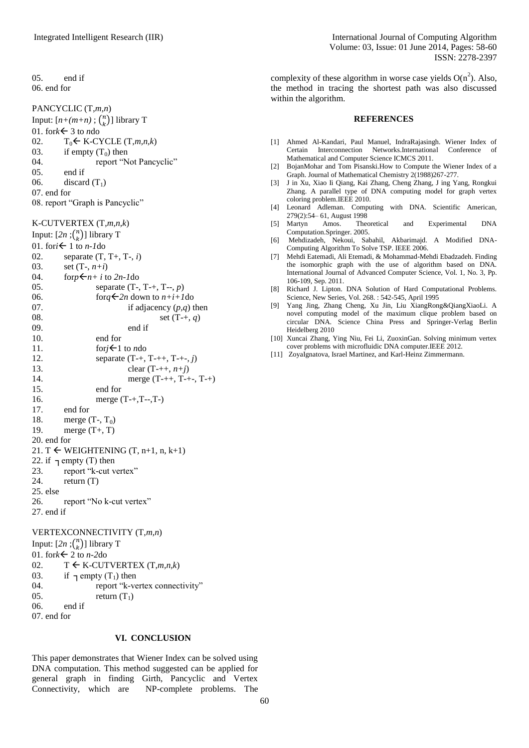```
05.     end if
06. end for
```

PANCYCLIC (T,*m*,*n*)

```
Input: [n+(m+n) ; (n k)] library T
01. for k ← 3 to n do
02.     T0 ← K-CYCLE (T,m,n,k)
03.     if empty (T0) then
04.         report "Not Pancyclic"
05.     end if
06.     discard (T1)
07. end for
08. report "Graph is Pancyclic"
```

K-CUTVERTEX (T,*m*,*n*,*k*)

```
Input: [2n ; (n k)] library T
01. for i ← 1 to n-1 do
02.     separate (T, T+, T-, i)
03.     set (T-, n+i)
04.     for p ← n+ i to 2n-1 do
05.         separate (T-, T-+, T--, p)
06.         for q ← 2n down to n+i+1 do
07.             if adjacency (p,q) then
08.                 set (T-+, q)
09.             end if
10.         end for
11.         for j ← 1 to n do
12.         separate (T-+, T-++, T-+-, j)
13.             clear (T-++, n+j)
14.             merge (T-++, T-+-, T-+)
15.         end for
16.         merge (T-+,T--,T-)
17.     end for
18.     merge (T-, T0)
19.     merge (T+, T)
20. end for
21. T ← WEIGHTENING (T, n+1, n, k+1)
22. if ┐empty (T) then
23.     report "k-cut vertex"
24.     return (T)
25. else
26.     report "No k-cut vertex"
27. end if
```

VERTEXCONNECTIVITY (T,*m*,*n*)

```
Input: [2n ; (n k)] library T
01. for k ← 2 to n-2 do
02.     T ← K-CUTVERTEX (T,m,n,k)
03.     if ┐empty (T1) then
04.         report "k-vertex connectivity"
05.         return (T1)
06.     end if
07. end for
```

## VI. CONCLUSION

This paper demonstrates that Wiener Index can be solved using DNA computation. This method suggested can be applied for general graph in finding Girth, Pancyclic and Vertex Connectivity, which are NP-complete problems. The complexity of these algorithm in worse case yields $O(n^2)$. Also, the method in tracing the shortest path was also discussed within the algorithm.

## REFERENCES

[1] Ahmed Al-Kandari, Paul Manuel, IndraRajasingh. Wiener Index of Certain Interconnection Networks.International Conference of Mathematical and Computer Science ICMCS 2011.

[2] BojanMohar and Tom Pisanski.How to Compute the Wiener Index of a Graph. Journal of Mathematical Chemistry 2(1988)267-277.

[3] J in Xu, Xiao li Qiang, Kai Zhang, Cheng Zhang, J ing Yang, Rongkui Zhang. A parallel type of DNA computing model for graph vertex coloring problem.IEEE 2010.

[4] Leonard Adleman. Computing with DNA. Scientific American, 279(2):54– 61, August 1998

[5] Martyn Amos. Theoretical and Experimental DNA Computation.Springer. 2005.

[6] Mehdizadeh, Nekoui, Sabahil, Akbarimajd. A Modified DNA-Computing Algorithm To Solve TSP. IEEE 2006.

[7] Mehdi Eatemadi, Ali Etemadi, & Mohammad-Mehdi Ebadzadeh. Finding the isomorphic graph with the use of algorithm based on DNA. International Journal of Advanced Computer Science, Vol. 1, No. 3, Pp. 106-109, Sep. 2011.

[8] Richard J. Lipton. DNA Solution of Hard Computational Problems. Science, New Series, Vol. 268. : 542-545, April 1995

[9] Yang Jing, Zhang Cheng, Xu Jin, Liu XiangRong&QiangXiaoLi. A novel computing model of the maximum clique problem based on circular DNA. Science China Press and Springer-Verlag Berlin Heidelberg 2010

[10] Xuncai Zhang, Ying Niu, Fei Li, ZuoxinGan. Solving minimum vertex cover problems with microfluidic DNA computer.IEEE 2012.

[11] ZoyaIgnatova, Israel Martinez, and Karl-Heinz Zimmermann.